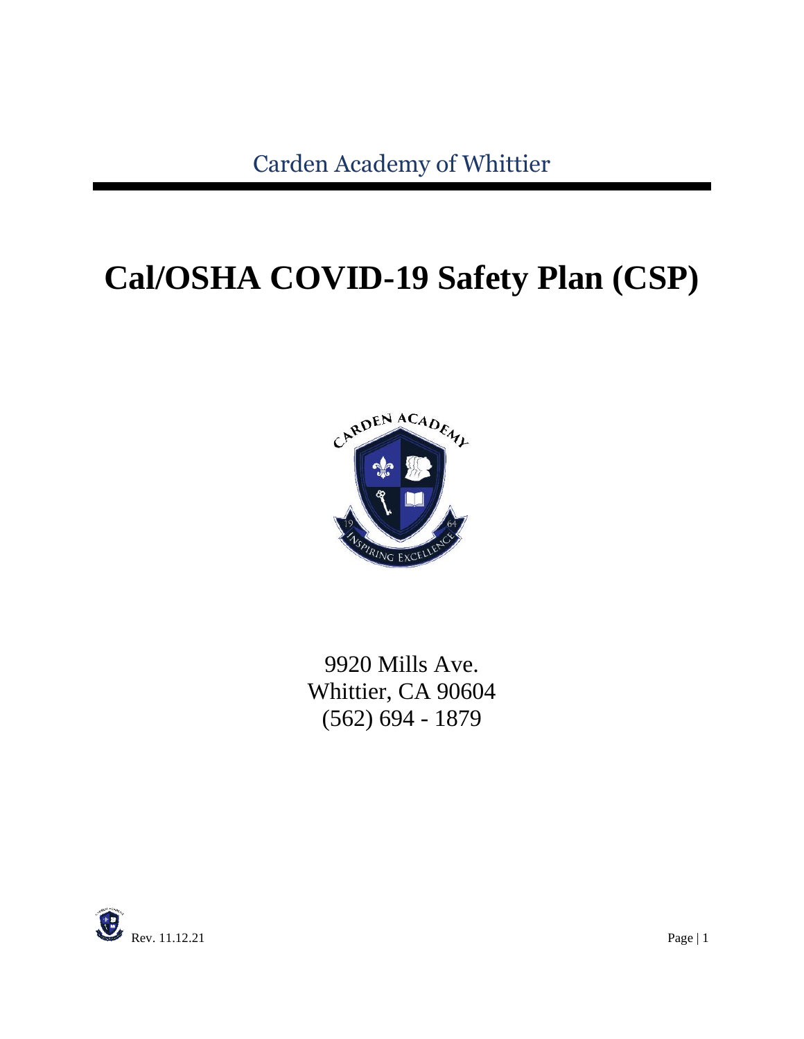Carden Academy of Whittier

# Cal/OSHA COVID-19 Safety Plan (CSP)

9920 Mills Ave.
Whittier, CA 90604
(562) 694 - 1879

Rev. 11.12.21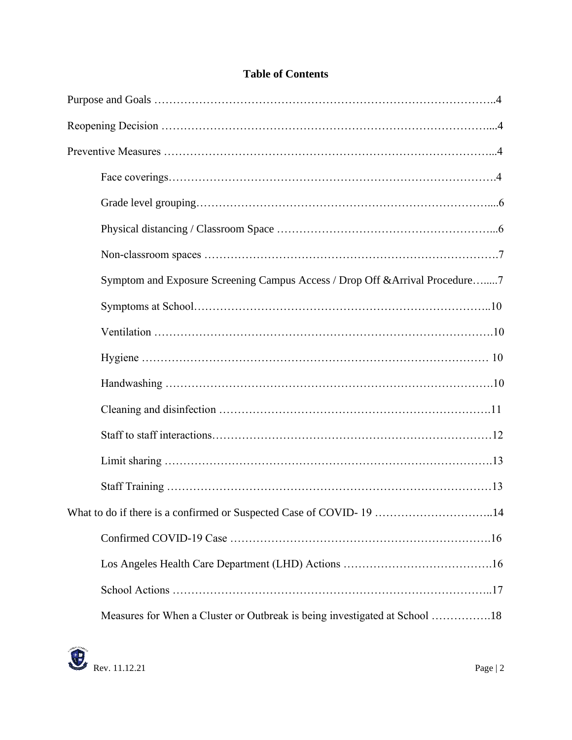## Table of Contents

Purpose and Goals ……………………………………………………………………………..4

Reopening Decision ……………………………………………………………………………...4

Preventive Measures …………………………………………………………………………...4

- Face coverings……………………………………………………………………………4
- Grade level grouping…………………………………………………………………….....6
- Physical distancing / Classroom Space ………………………………………………...6
- Non-classroom spaces …………………………………………………………………….7
- Symptom and Exposure Screening Campus Access / Drop Off &Arrival Procedure…....7
- Symptoms at School…………………………………………………………………..10
- Ventilation ……………………………………………………………………………….10
- Hygiene ……………………………………………………………………………… 10
- Handwashing …………………………………………………………………………….10
- Cleaning and disinfection ……………………………………………………………….11
- Staff to staff interactions…………………………………………………………………12
- Limit sharing …………………………………………………………………………….13
- Staff Training ……………………………………………………………………………13

What to do if there is a confirmed or Suspected Case of COVID- 19 …………………………..14

- Confirmed COVID-19 Case …………………………………………………………….16
- Los Angeles Health Care Department (LHD) Actions ………………………………….16
- School Actions …………………………………………………………………………..17
- Measures for When a Cluster or Outbreak is being investigated at School …………….18

Rev. 11.12.21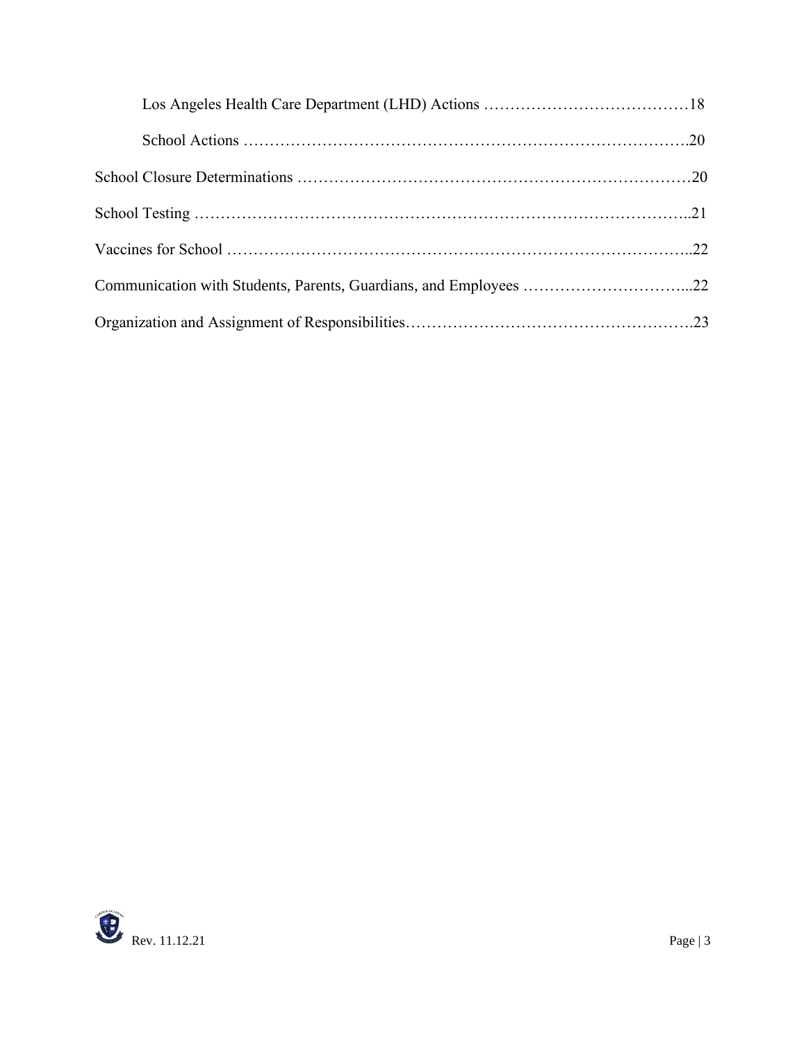Los Angeles Health Care Department (LHD) Actions ……………………………………18

School Actions ………………………………………………………………………….20

School Closure Determinations …………………………………………………………………20

School Testing ………………………………………………………………………………..21

Vaccines for School ………………………………………………………………………….....22

Communication with Students, Parents, Guardians, and Employees …………………………...22

Organization and Assignment of Responsibilities……………………………………………….23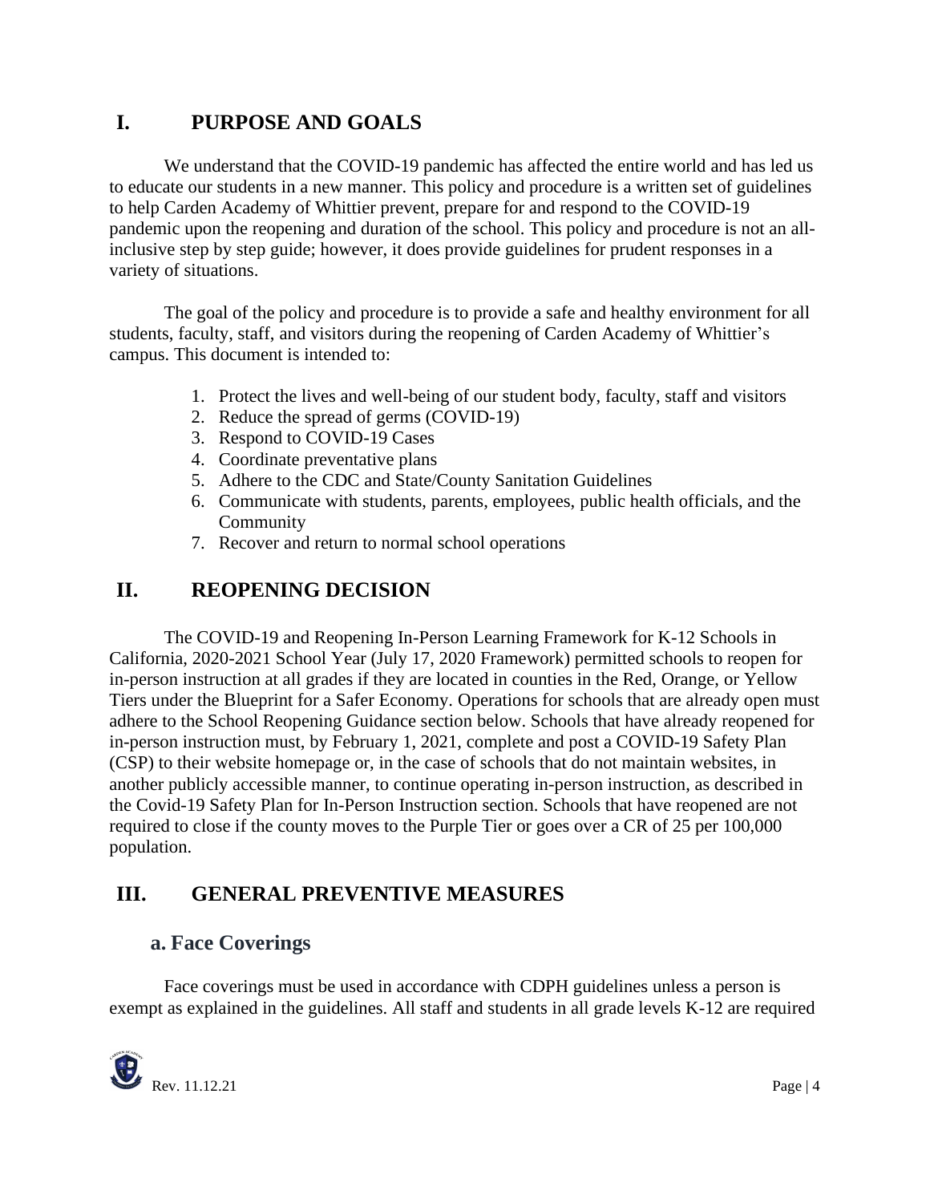## I. PURPOSE AND GOALS

We understand that the COVID-19 pandemic has affected the entire world and has led us to educate our students in a new manner. This policy and procedure is a written set of guidelines to help Carden Academy of Whittier prevent, prepare for and respond to the COVID-19 pandemic upon the reopening and duration of the school. This policy and procedure is not an all-inclusive step by step guide; however, it does provide guidelines for prudent responses in a variety of situations.

The goal of the policy and procedure is to provide a safe and healthy environment for all students, faculty, staff, and visitors during the reopening of Carden Academy of Whittier's campus. This document is intended to:

1. Protect the lives and well-being of our student body, faculty, staff and visitors
2. Reduce the spread of germs (COVID-19)
3. Respond to COVID-19 Cases
4. Coordinate preventative plans
5. Adhere to the CDC and State/County Sanitation Guidelines
6. Communicate with students, parents, employees, public health officials, and the Community
7. Recover and return to normal school operations

## II. REOPENING DECISION

The COVID-19 and Reopening In-Person Learning Framework for K-12 Schools in California, 2020-2021 School Year (July 17, 2020 Framework) permitted schools to reopen for in-person instruction at all grades if they are located in counties in the Red, Orange, or Yellow Tiers under the Blueprint for a Safer Economy. Operations for schools that are already open must adhere to the School Reopening Guidance section below. Schools that have already reopened for in-person instruction must, by February 1, 2021, complete and post a COVID-19 Safety Plan (CSP) to their website homepage or, in the case of schools that do not maintain websites, in another publicly accessible manner, to continue operating in-person instruction, as described in the Covid-19 Safety Plan for In-Person Instruction section. Schools that have reopened are not required to close if the county moves to the Purple Tier or goes over a CR of 25 per 100,000 population.

## III. GENERAL PREVENTIVE MEASURES

### a. Face Coverings

Face coverings must be used in accordance with CDPH guidelines unless a person is exempt as explained in the guidelines. All staff and students in all grade levels K-12 are required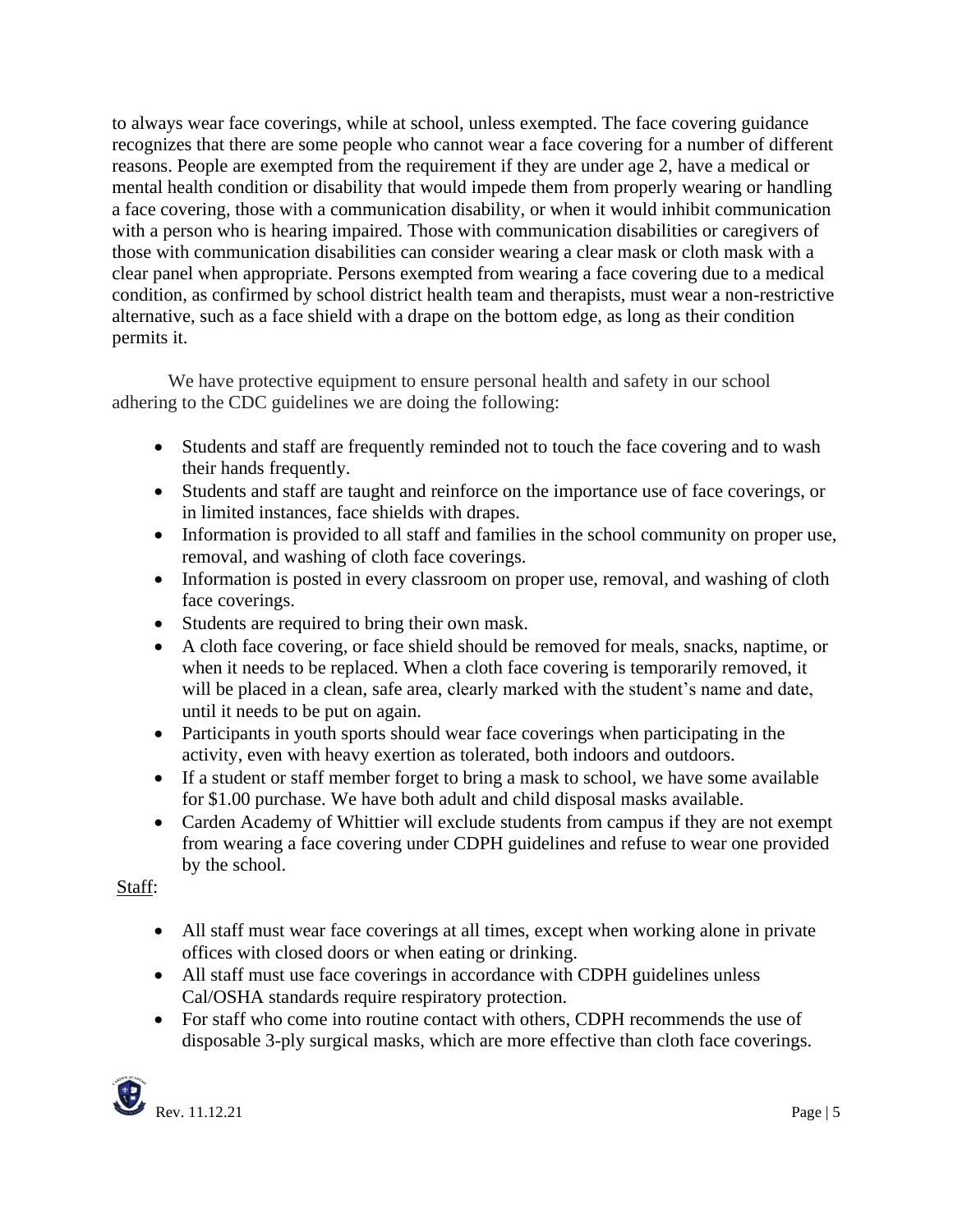to always wear face coverings, while at school, unless exempted. The face covering guidance recognizes that there are some people who cannot wear a face covering for a number of different reasons. People are exempted from the requirement if they are under age 2, have a medical or mental health condition or disability that would impede them from properly wearing or handling a face covering, those with a communication disability, or when it would inhibit communication with a person who is hearing impaired. Those with communication disabilities or caregivers of those with communication disabilities can consider wearing a clear mask or cloth mask with a clear panel when appropriate. Persons exempted from wearing a face covering due to a medical condition, as confirmed by school district health team and therapists, must wear a non-restrictive alternative, such as a face shield with a drape on the bottom edge, as long as their condition permits it.

We have protective equipment to ensure personal health and safety in our school adhering to the CDC guidelines we are doing the following:

- Students and staff are frequently reminded not to touch the face covering and to wash their hands frequently.
- Students and staff are taught and reinforce on the importance use of face coverings, or in limited instances, face shields with drapes.
- Information is provided to all staff and families in the school community on proper use, removal, and washing of cloth face coverings.
- Information is posted in every classroom on proper use, removal, and washing of cloth face coverings.
- Students are required to bring their own mask.
- A cloth face covering, or face shield should be removed for meals, snacks, naptime, or when it needs to be replaced. When a cloth face covering is temporarily removed, it will be placed in a clean, safe area, clearly marked with the student's name and date, until it needs to be put on again.
- Participants in youth sports should wear face coverings when participating in the activity, even with heavy exertion as tolerated, both indoors and outdoors.
- If a student or staff member forget to bring a mask to school, we have some available for $1.00 purchase. We have both adult and child disposal masks available.
- Carden Academy of Whittier will exclude students from campus if they are not exempt from wearing a face covering under CDPH guidelines and refuse to wear one provided by the school.

<u>Staff</u>:

- All staff must wear face coverings at all times, except when working alone in private offices with closed doors or when eating or drinking.
- All staff must use face coverings in accordance with CDPH guidelines unless Cal/OSHA standards require respiratory protection.
- For staff who come into routine contact with others, CDPH recommends the use of disposable 3-ply surgical masks, which are more effective than cloth face coverings.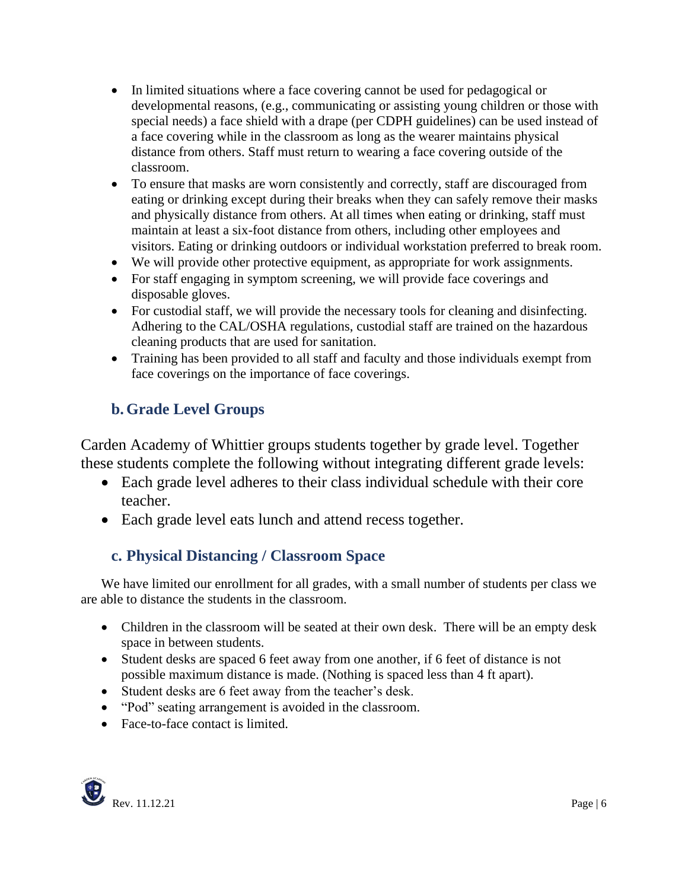- In limited situations where a face covering cannot be used for pedagogical or developmental reasons, (e.g., communicating or assisting young children or those with special needs) a face shield with a drape (per CDPH guidelines) can be used instead of a face covering while in the classroom as long as the wearer maintains physical distance from others. Staff must return to wearing a face covering outside of the classroom.
- To ensure that masks are worn consistently and correctly, staff are discouraged from eating or drinking except during their breaks when they can safely remove their masks and physically distance from others. At all times when eating or drinking, staff must maintain at least a six-foot distance from others, including other employees and visitors. Eating or drinking outdoors or individual workstation preferred to break room.
- We will provide other protective equipment, as appropriate for work assignments.
- For staff engaging in symptom screening, we will provide face coverings and disposable gloves.
- For custodial staff, we will provide the necessary tools for cleaning and disinfecting. Adhering to the CAL/OSHA regulations, custodial staff are trained on the hazardous cleaning products that are used for sanitation.
- Training has been provided to all staff and faculty and those individuals exempt from face coverings on the importance of face coverings.

### b. Grade Level Groups

Carden Academy of Whittier groups students together by grade level. Together these students complete the following without integrating different grade levels:

- Each grade level adheres to their class individual schedule with their core teacher.
- Each grade level eats lunch and attend recess together.

### c. Physical Distancing / Classroom Space

We have limited our enrollment for all grades, with a small number of students per class we are able to distance the students in the classroom.

- Children in the classroom will be seated at their own desk. There will be an empty desk space in between students.
- Student desks are spaced 6 feet away from one another, if 6 feet of distance is not possible maximum distance is made. (Nothing is spaced less than 4 ft apart).
- Student desks are 6 feet away from the teacher's desk.
- "Pod" seating arrangement is avoided in the classroom.
- Face-to-face contact is limited.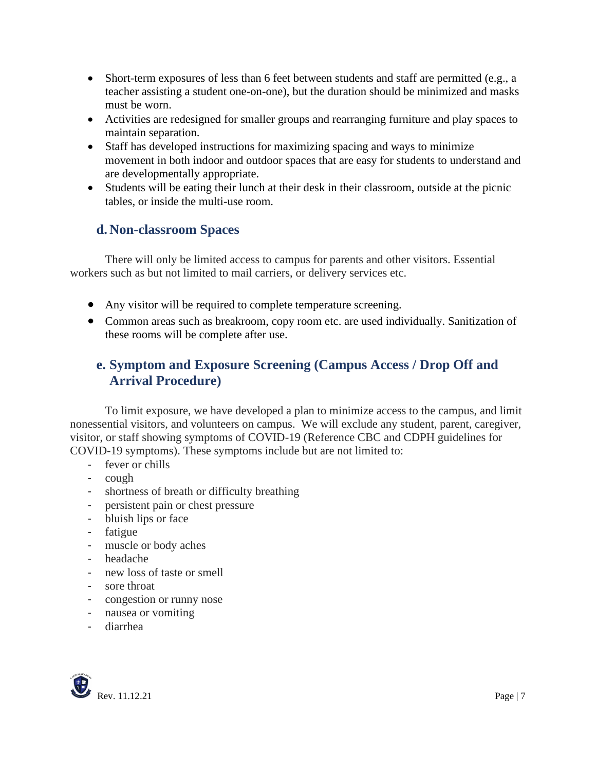- Short-term exposures of less than 6 feet between students and staff are permitted (e.g., a teacher assisting a student one-on-one), but the duration should be minimized and masks must be worn.
- Activities are redesigned for smaller groups and rearranging furniture and play spaces to maintain separation.
- Staff has developed instructions for maximizing spacing and ways to minimize movement in both indoor and outdoor spaces that are easy for students to understand and are developmentally appropriate.
- Students will be eating their lunch at their desk in their classroom, outside at the picnic tables, or inside the multi-use room.

### d. Non-classroom Spaces

There will only be limited access to campus for parents and other visitors. Essential workers such as but not limited to mail carriers, or delivery services etc.

- Any visitor will be required to complete temperature screening.
- Common areas such as breakroom, copy room etc. are used individually. Sanitization of these rooms will be complete after use.

### e. Symptom and Exposure Screening (Campus Access / Drop Off and Arrival Procedure)

To limit exposure, we have developed a plan to minimize access to the campus, and limit nonessential visitors, and volunteers on campus. We will exclude any student, parent, caregiver, visitor, or staff showing symptoms of COVID-19 (Reference CBC and CDPH guidelines for COVID-19 symptoms). These symptoms include but are not limited to:

- fever or chills
- cough
- shortness of breath or difficulty breathing
- persistent pain or chest pressure
- bluish lips or face
- fatigue
- muscle or body aches
- headache
- new loss of taste or smell
- sore throat
- congestion or runny nose
- nausea or vomiting
- diarrhea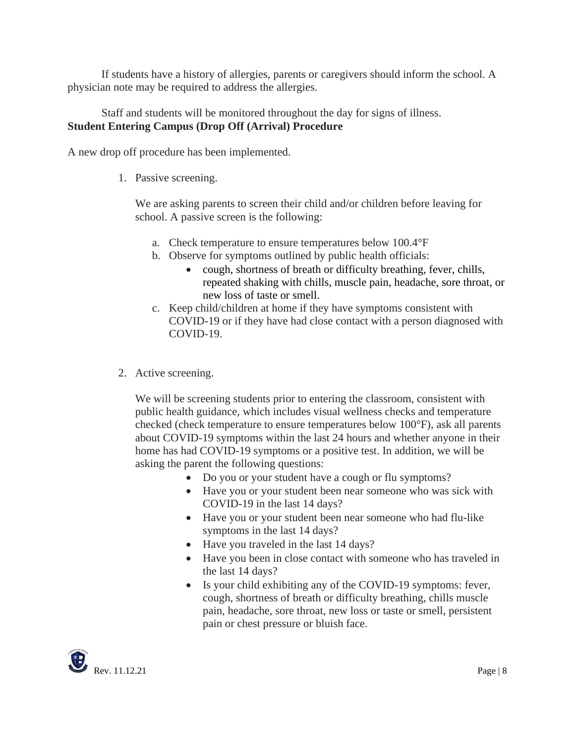If students have a history of allergies, parents or caregivers should inform the school. A physician note may be required to address the allergies.

Staff and students will be monitored throughout the day for signs of illness.

**Student Entering Campus (Drop Off (Arrival) Procedure**

A new drop off procedure has been implemented.

1. Passive screening.

   We are asking parents to screen their child and/or children before leaving for school. A passive screen is the following:

   a. Check temperature to ensure temperatures below 100.4°F
   b. Observe for symptoms outlined by public health officials:
      - cough, shortness of breath or difficulty breathing, fever, chills, repeated shaking with chills, muscle pain, headache, sore throat, or new loss of taste or smell.
   c. Keep child/children at home if they have symptoms consistent with COVID-19 or if they have had close contact with a person diagnosed with COVID-19.

2. Active screening.

   We will be screening students prior to entering the classroom, consistent with public health guidance, which includes visual wellness checks and temperature checked (check temperature to ensure temperatures below 100°F), ask all parents about COVID-19 symptoms within the last 24 hours and whether anyone in their home has had COVID-19 symptoms or a positive test. In addition, we will be asking the parent the following questions:

   - Do you or your student have a cough or flu symptoms?
   - Have you or your student been near someone who was sick with COVID-19 in the last 14 days?
   - Have you or your student been near someone who had flu-like symptoms in the last 14 days?
   - Have you traveled in the last 14 days?
   - Have you been in close contact with someone who has traveled in the last 14 days?
   - Is your child exhibiting any of the COVID-19 symptoms: fever, cough, shortness of breath or difficulty breathing, chills muscle pain, headache, sore throat, new loss or taste or smell, persistent pain or chest pressure or bluish face.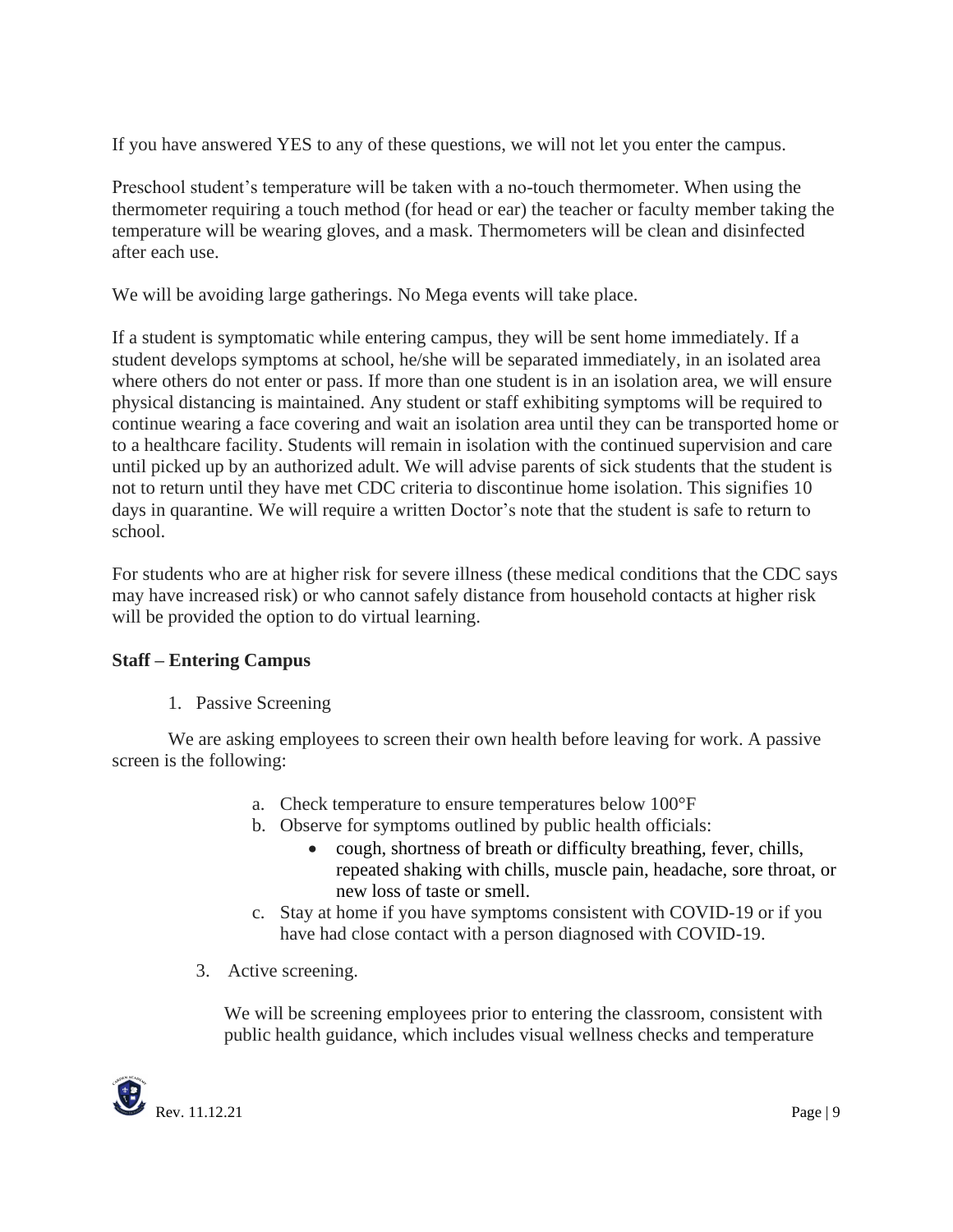If you have answered YES to any of these questions, we will not let you enter the campus.

Preschool student's temperature will be taken with a no-touch thermometer. When using the thermometer requiring a touch method (for head or ear) the teacher or faculty member taking the temperature will be wearing gloves, and a mask. Thermometers will be clean and disinfected after each use.

We will be avoiding large gatherings. No Mega events will take place.

If a student is symptomatic while entering campus, they will be sent home immediately. If a student develops symptoms at school, he/she will be separated immediately, in an isolated area where others do not enter or pass. If more than one student is in an isolation area, we will ensure physical distancing is maintained. Any student or staff exhibiting symptoms will be required to continue wearing a face covering and wait an isolation area until they can be transported home or to a healthcare facility. Students will remain in isolation with the continued supervision and care until picked up by an authorized adult. We will advise parents of sick students that the student is not to return until they have met CDC criteria to discontinue home isolation. This signifies 10 days in quarantine. We will require a written Doctor's note that the student is safe to return to school.

For students who are at higher risk for severe illness (these medical conditions that the CDC says may have increased risk) or who cannot safely distance from household contacts at higher risk will be provided the option to do virtual learning.

**Staff – Entering Campus**

1. Passive Screening

We are asking employees to screen their own health before leaving for work. A passive screen is the following:

a. Check temperature to ensure temperatures below 100°F
b. Observe for symptoms outlined by public health officials:
   - cough, shortness of breath or difficulty breathing, fever, chills, repeated shaking with chills, muscle pain, headache, sore throat, or new loss of taste or smell.
c. Stay at home if you have symptoms consistent with COVID-19 or if you have had close contact with a person diagnosed with COVID-19.

3. Active screening.

We will be screening employees prior to entering the classroom, consistent with public health guidance, which includes visual wellness checks and temperature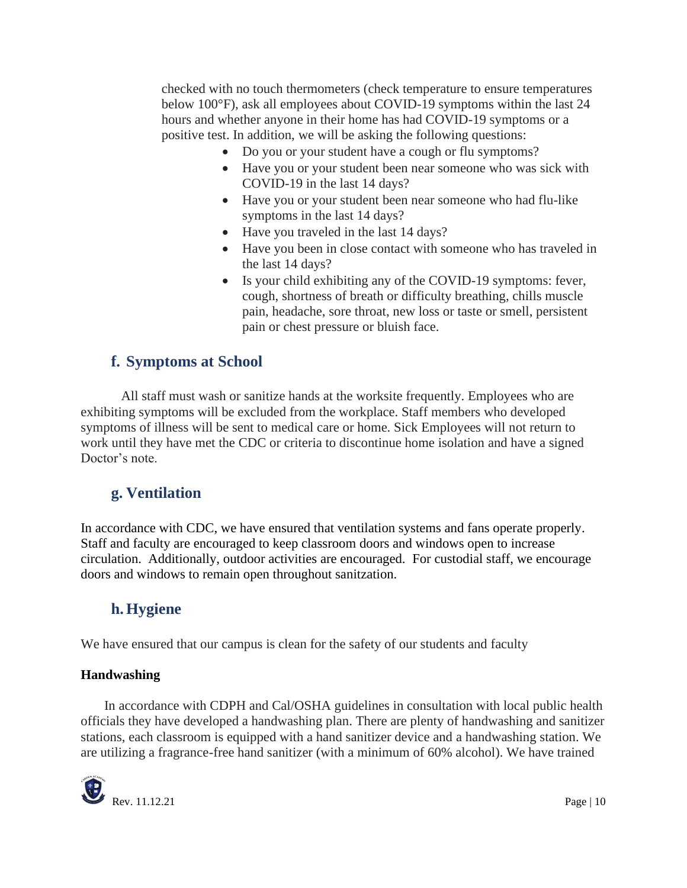checked with no touch thermometers (check temperature to ensure temperatures below 100°F), ask all employees about COVID-19 symptoms within the last 24 hours and whether anyone in their home has had COVID-19 symptoms or a positive test. In addition, we will be asking the following questions:

- Do you or your student have a cough or flu symptoms?
- Have you or your student been near someone who was sick with COVID-19 in the last 14 days?
- Have you or your student been near someone who had flu-like symptoms in the last 14 days?
- Have you traveled in the last 14 days?
- Have you been in close contact with someone who has traveled in the last 14 days?
- Is your child exhibiting any of the COVID-19 symptoms: fever, cough, shortness of breath or difficulty breathing, chills muscle pain, headache, sore throat, new loss or taste or smell, persistent pain or chest pressure or bluish face.

## f. Symptoms at School

All staff must wash or sanitize hands at the worksite frequently. Employees who are exhibiting symptoms will be excluded from the workplace. Staff members who developed symptoms of illness will be sent to medical care or home. Sick Employees will not return to work until they have met the CDC or criteria to discontinue home isolation and have a signed Doctor's note.

## g. Ventilation

In accordance with CDC, we have ensured that ventilation systems and fans operate properly. Staff and faculty are encouraged to keep classroom doors and windows open to increase circulation. Additionally, outdoor activities are encouraged. For custodial staff, we encourage doors and windows to remain open throughout sanitzation.

## h. Hygiene

We have ensured that our campus is clean for the safety of our students and faculty

**Handwashing**

In accordance with CDPH and Cal/OSHA guidelines in consultation with local public health officials they have developed a handwashing plan. There are plenty of handwashing and sanitizer stations, each classroom is equipped with a hand sanitizer device and a handwashing station. We are utilizing a fragrance-free hand sanitizer (with a minimum of 60% alcohol). We have trained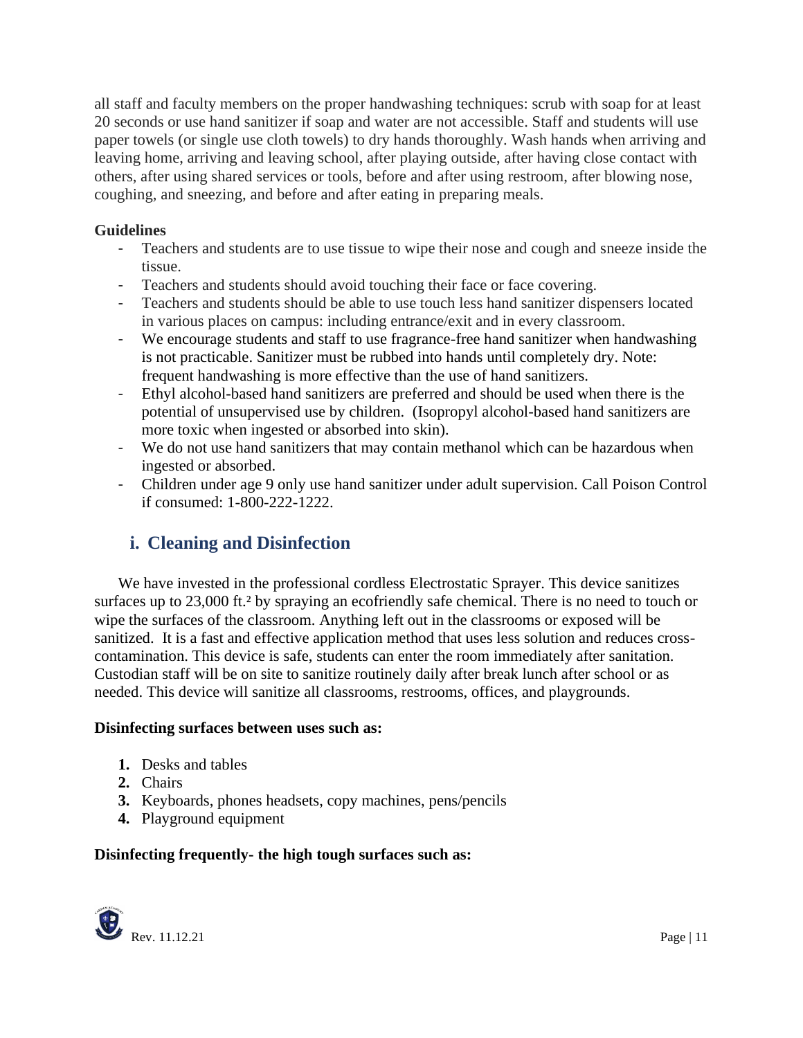all staff and faculty members on the proper handwashing techniques: scrub with soap for at least 20 seconds or use hand sanitizer if soap and water are not accessible. Staff and students will use paper towels (or single use cloth towels) to dry hands thoroughly. Wash hands when arriving and leaving home, arriving and leaving school, after playing outside, after having close contact with others, after using shared services or tools, before and after using restroom, after blowing nose, coughing, and sneezing, and before and after eating in preparing meals.

**Guidelines**

- Teachers and students are to use tissue to wipe their nose and cough and sneeze inside the tissue.
- Teachers and students should avoid touching their face or face covering.
- Teachers and students should be able to use touch less hand sanitizer dispensers located in various places on campus: including entrance/exit and in every classroom.
- We encourage students and staff to use fragrance-free hand sanitizer when handwashing is not practicable. Sanitizer must be rubbed into hands until completely dry. Note: frequent handwashing is more effective than the use of hand sanitizers.
- Ethyl alcohol-based hand sanitizers are preferred and should be used when there is the potential of unsupervised use by children. (Isopropyl alcohol-based hand sanitizers are more toxic when ingested or absorbed into skin).
- We do not use hand sanitizers that may contain methanol which can be hazardous when ingested or absorbed.
- Children under age 9 only use hand sanitizer under adult supervision. Call Poison Control if consumed: 1-800-222-1222.

## i. Cleaning and Disinfection

We have invested in the professional cordless Electrostatic Sprayer. This device sanitizes surfaces up to 23,000 ft.² by spraying an ecofriendly safe chemical. There is no need to touch or wipe the surfaces of the classroom. Anything left out in the classrooms or exposed will be sanitized. It is a fast and effective application method that uses less solution and reduces cross-contamination. This device is safe, students can enter the room immediately after sanitation. Custodian staff will be on site to sanitize routinely daily after break lunch after school or as needed. This device will sanitize all classrooms, restrooms, offices, and playgrounds.

**Disinfecting surfaces between uses such as:**

1. Desks and tables
2. Chairs
3. Keyboards, phones headsets, copy machines, pens/pencils
4. Playground equipment

**Disinfecting frequently- the high tough surfaces such as:**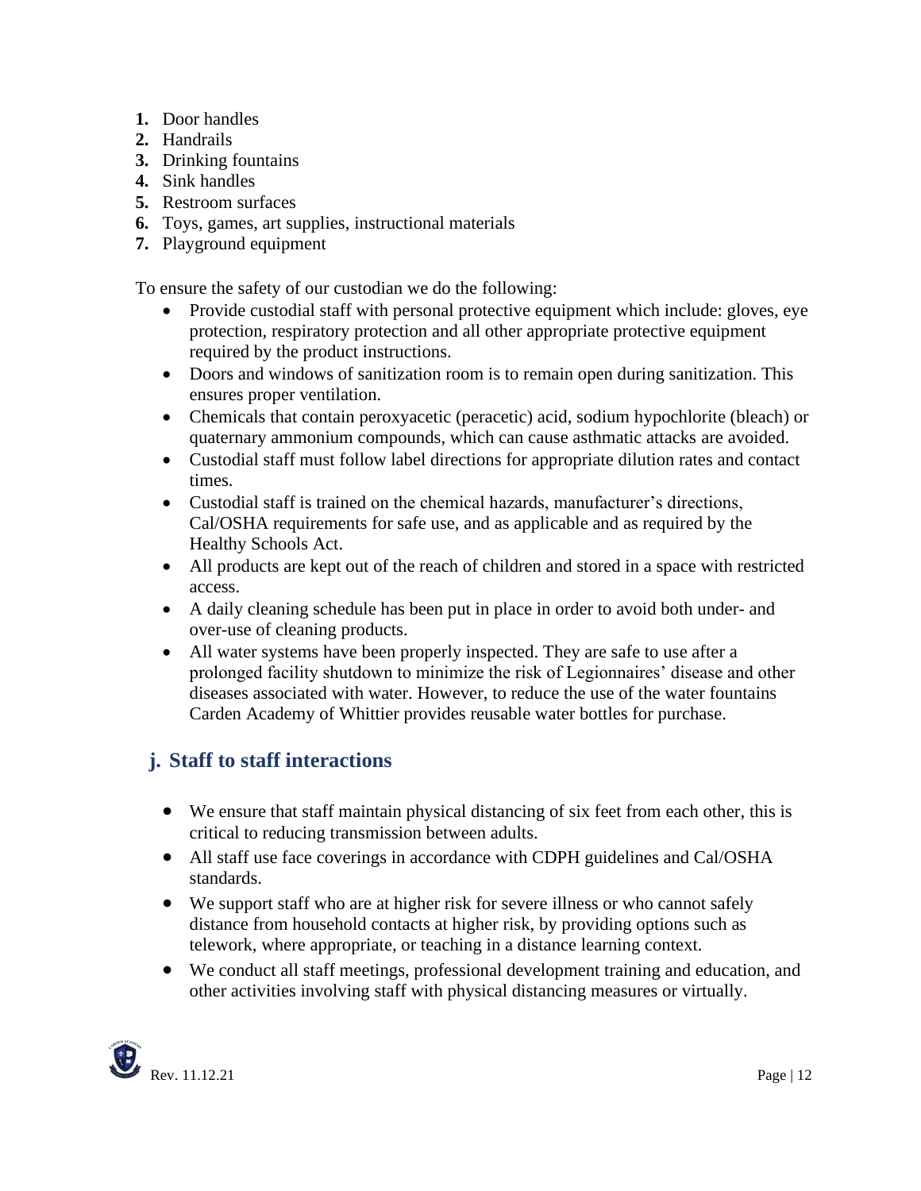1. Door handles
2. Handrails
3. Drinking fountains
4. Sink handles
5. Restroom surfaces
6. Toys, games, art supplies, instructional materials
7. Playground equipment

To ensure the safety of our custodian we do the following:

- Provide custodial staff with personal protective equipment which include: gloves, eye protection, respiratory protection and all other appropriate protective equipment required by the product instructions.
- Doors and windows of sanitization room is to remain open during sanitization. This ensures proper ventilation.
- Chemicals that contain peroxyacetic (peracetic) acid, sodium hypochlorite (bleach) or quaternary ammonium compounds, which can cause asthmatic attacks are avoided.
- Custodial staff must follow label directions for appropriate dilution rates and contact times.
- Custodial staff is trained on the chemical hazards, manufacturer's directions, Cal/OSHA requirements for safe use, and as applicable and as required by the Healthy Schools Act.
- All products are kept out of the reach of children and stored in a space with restricted access.
- A daily cleaning schedule has been put in place in order to avoid both under- and over-use of cleaning products.
- All water systems have been properly inspected. They are safe to use after a prolonged facility shutdown to minimize the risk of Legionnaires' disease and other diseases associated with water. However, to reduce the use of the water fountains Carden Academy of Whittier provides reusable water bottles for purchase.

## j. Staff to staff interactions

- We ensure that staff maintain physical distancing of six feet from each other, this is critical to reducing transmission between adults.
- All staff use face coverings in accordance with CDPH guidelines and Cal/OSHA standards.
- We support staff who are at higher risk for severe illness or who cannot safely distance from household contacts at higher risk, by providing options such as telework, where appropriate, or teaching in a distance learning context.
- We conduct all staff meetings, professional development training and education, and other activities involving staff with physical distancing measures or virtually.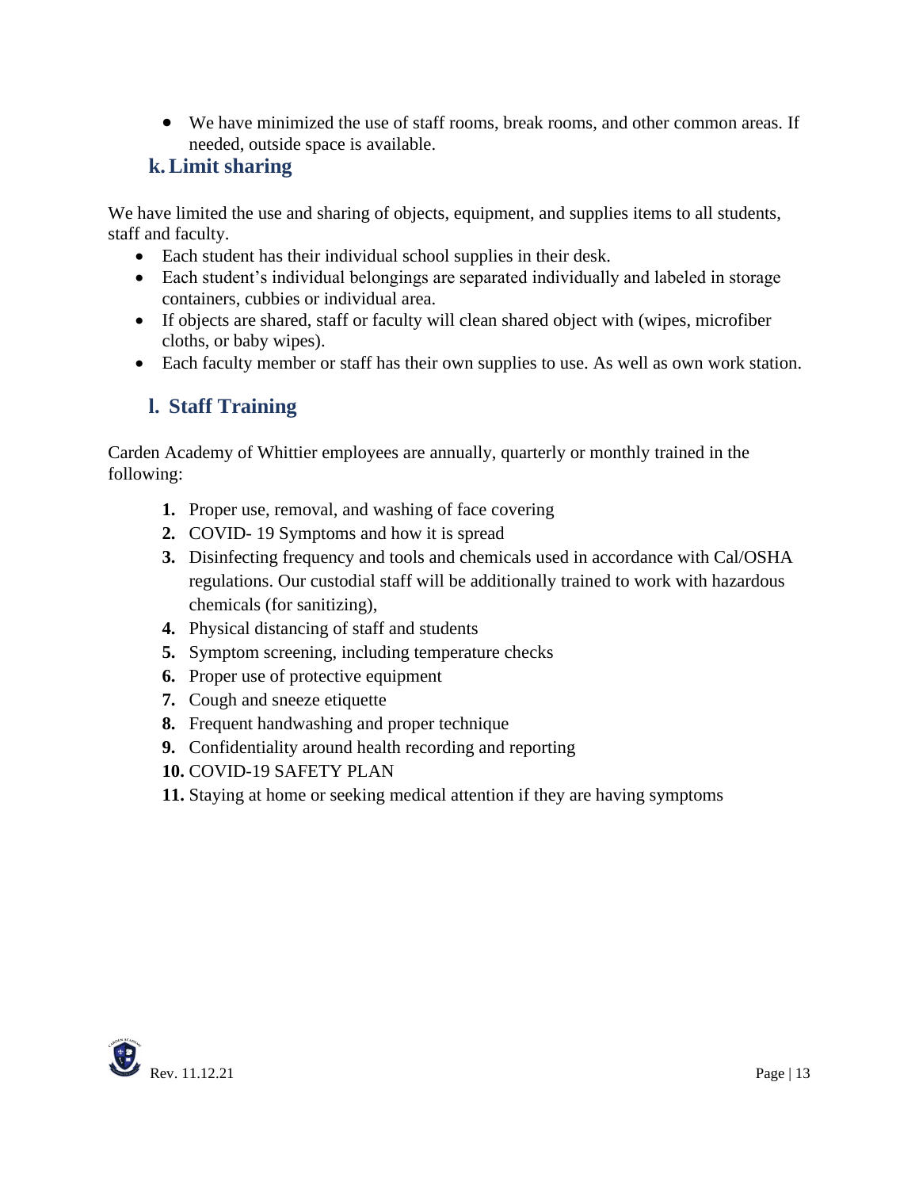- We have minimized the use of staff rooms, break rooms, and other common areas. If needed, outside space is available.

### k. Limit sharing

We have limited the use and sharing of objects, equipment, and supplies items to all students, staff and faculty.

- Each student has their individual school supplies in their desk.
- Each student's individual belongings are separated individually and labeled in storage containers, cubbies or individual area.
- If objects are shared, staff or faculty will clean shared object with (wipes, microfiber cloths, or baby wipes).
- Each faculty member or staff has their own supplies to use. As well as own work station.

### l. Staff Training

Carden Academy of Whittier employees are annually, quarterly or monthly trained in the following:

1. Proper use, removal, and washing of face covering
2. COVID- 19 Symptoms and how it is spread
3. Disinfecting frequency and tools and chemicals used in accordance with Cal/OSHA regulations. Our custodial staff will be additionally trained to work with hazardous chemicals (for sanitizing),
4. Physical distancing of staff and students
5. Symptom screening, including temperature checks
6. Proper use of protective equipment
7. Cough and sneeze etiquette
8. Frequent handwashing and proper technique
9. Confidentiality around health recording and reporting
10. COVID-19 SAFETY PLAN
11. Staying at home or seeking medical attention if they are having symptoms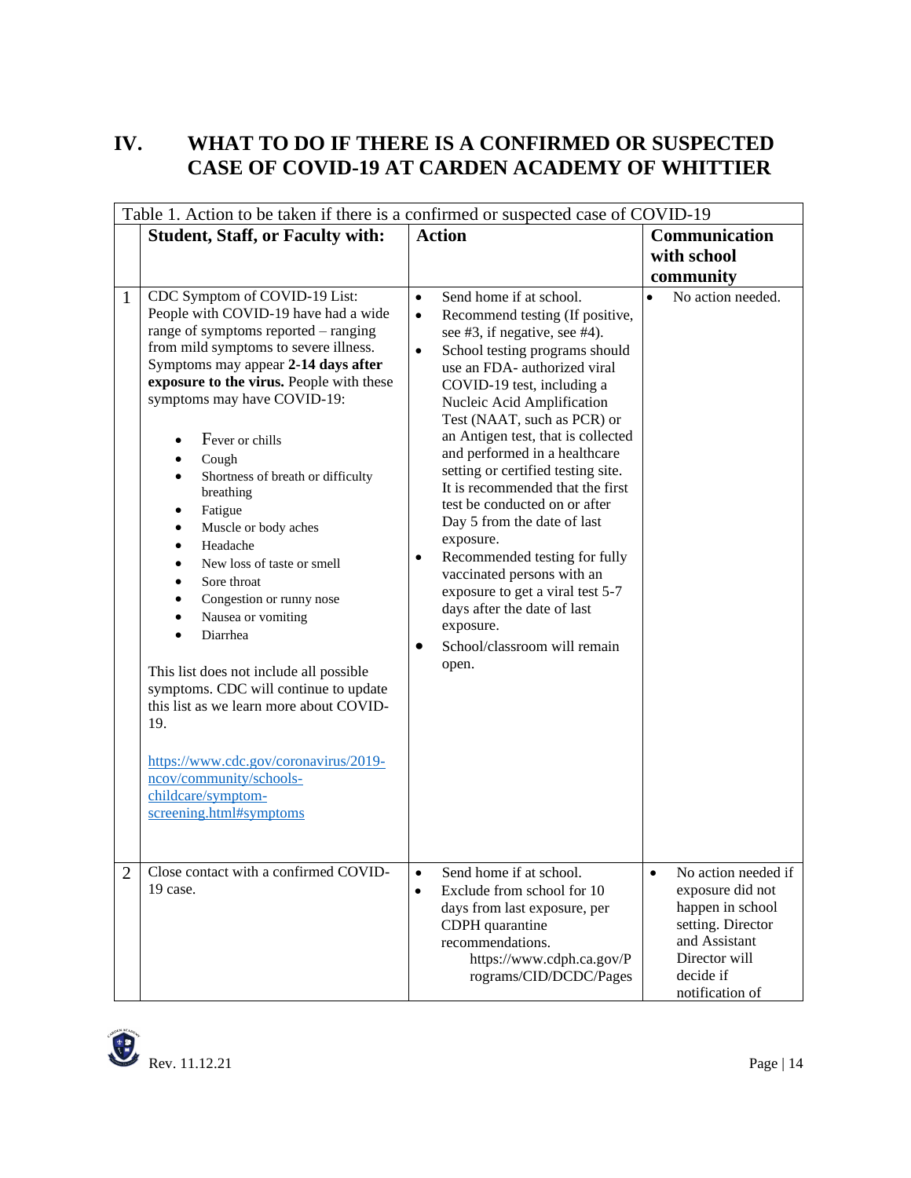# IV. WHAT TO DO IF THERE IS A CONFIRMED OR SUSPECTED CASE OF COVID-19 AT CARDEN ACADEMY OF WHITTIER

| Table 1. Action to be taken if there is a confirmed or suspected case of COVID-19 | | | |
|---|---|---|---|
| | **Student, Staff, or Faculty with:** | **Action** | **Communication with school community** |
| 1 | CDC Symptom of COVID-19 List: People with COVID-19 have had a wide range of symptoms reported – ranging from mild symptoms to severe illness. Symptoms may appear **2-14 days after exposure to the virus.** People with these symptoms may have COVID-19:<br><br>• Fever or chills<br>• Cough<br>• Shortness of breath or difficulty breathing<br>• Fatigue<br>• Muscle or body aches<br>• Headache<br>• New loss of taste or smell<br>• Sore throat<br>• Congestion or runny nose<br>• Nausea or vomiting<br>• Diarrhea<br><br>This list does not include all possible symptoms. CDC will continue to update this list as we learn more about COVID-19.<br><br>https://www.cdc.gov/coronavirus/2019-ncov/community/schools-childcare/symptom-screening.html#symptoms | • Send home if at school.<br>• Recommend testing (If positive, see #3, if negative, see #4).<br>• School testing programs should use an FDA- authorized viral COVID-19 test, including a Nucleic Acid Amplification Test (NAAT, such as PCR) or an Antigen test, that is collected and performed in a healthcare setting or certified testing site. It is recommended that the first test be conducted on or after Day 5 from the date of last exposure.<br>• Recommended testing for fully vaccinated persons with an exposure to get a viral test 5-7 days after the date of last exposure.<br>• School/classroom will remain open. | • No action needed. |
| 2 | Close contact with a confirmed COVID-19 case. | • Send home if at school.<br>• Exclude from school for 10 days from last exposure, per CDPH quarantine recommendations.<br>https://www.cdph.ca.gov/Programs/CID/DCDC/Pages | • No action needed if exposure did not happen in school setting. Director and Assistant Director will decide if notification of |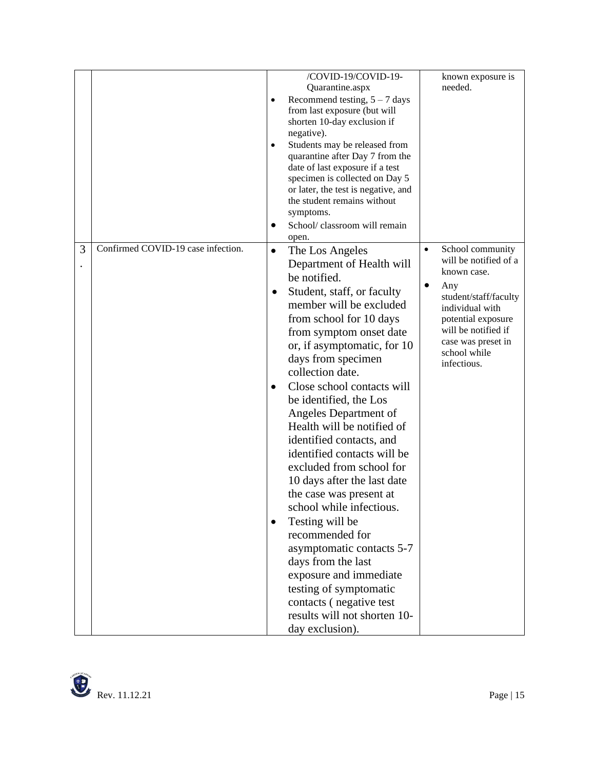| | | | |
|---|---|---|---|
| | | /COVID-19/COVID-19-Quarantine.aspx<br>• Recommend testing, 5 – 7 days from last exposure (but will shorten 10-day exclusion if negative).<br>• Students may be released from quarantine after Day 7 from the date of last exposure if a test specimen is collected on Day 5 or later, the test is negative, and the student remains without symptoms.<br>• School/ classroom will remain open. | known exposure is needed. |
| 3. | Confirmed COVID-19 case infection. | • The Los Angeles Department of Health will be notified.<br>• Student, staff, or faculty member will be excluded from school for 10 days from symptom onset date or, if asymptomatic, for 10 days from specimen collection date.<br>• Close school contacts will be identified, the Los Angeles Department of Health will be notified of identified contacts, and identified contacts will be excluded from school for 10 days after the last date the case was present at school while infectious.<br>• Testing will be recommended for asymptomatic contacts 5-7 days from the last exposure and immediate testing of symptomatic contacts ( negative test results will not shorten 10-day exclusion). | • School community will be notified of a known case.<br>• Any student/staff/faculty individual with potential exposure will be notified if case was preset in school while infectious. |

Rev. 11.12.21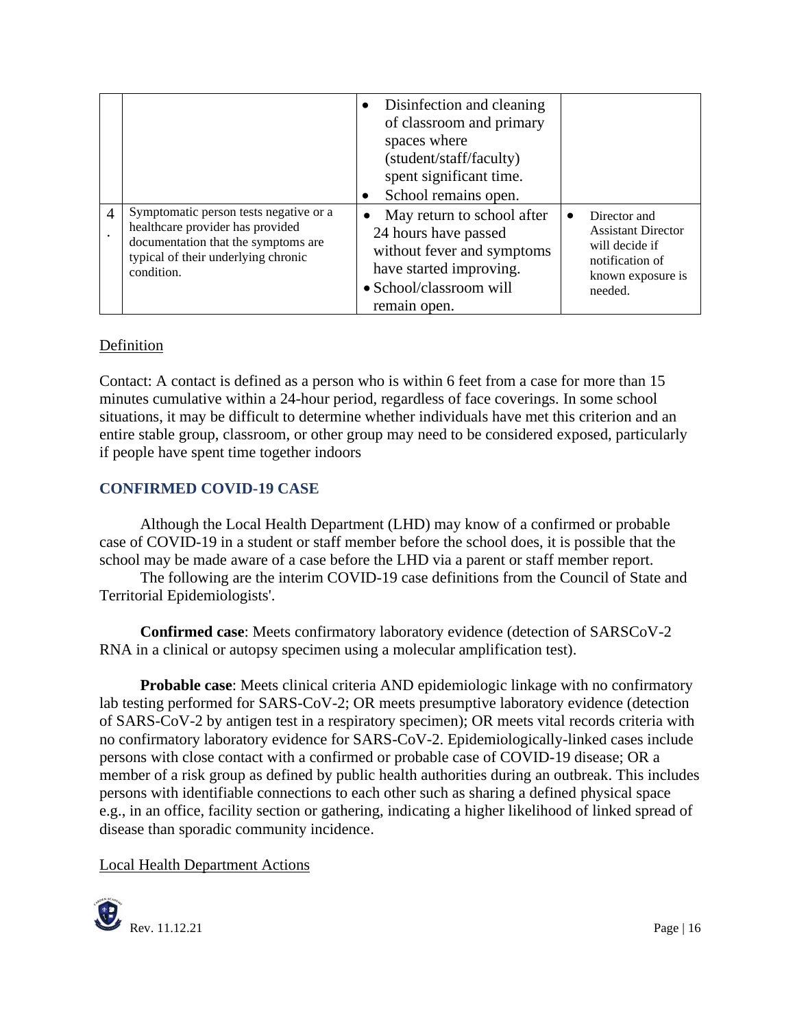| | | | |
|---|---|---|---|
| | | • Disinfection and cleaning of classroom and primary spaces where (student/staff/faculty) spent significant time.<br>• School remains open. | |
| 4. | Symptomatic person tests negative or a healthcare provider has provided documentation that the symptoms are typical of their underlying chronic condition. | • May return to school after 24 hours have passed without fever and symptoms have started improving.<br>• School/classroom will remain open. | • Director and Assistant Director will decide if notification of known exposure is needed. |

Definition

Contact: A contact is defined as a person who is within 6 feet from a case for more than 15 minutes cumulative within a 24-hour period, regardless of face coverings. In some school situations, it may be difficult to determine whether individuals have met this criterion and an entire stable group, classroom, or other group may need to be considered exposed, particularly if people have spent time together indoors

### CONFIRMED COVID-19 CASE

Although the Local Health Department (LHD) may know of a confirmed or probable case of COVID-19 in a student or staff member before the school does, it is possible that the school may be made aware of a case before the LHD via a parent or staff member report.

The following are the interim COVID-19 case definitions from the Council of State and Territorial Epidemiologists'.

**Confirmed case**: Meets confirmatory laboratory evidence (detection of SARSCoV-2 RNA in a clinical or autopsy specimen using a molecular amplification test).

**Probable case**: Meets clinical criteria AND epidemiologic linkage with no confirmatory lab testing performed for SARS-CoV-2; OR meets presumptive laboratory evidence (detection of SARS-CoV-2 by antigen test in a respiratory specimen); OR meets vital records criteria with no confirmatory laboratory evidence for SARS-CoV-2. Epidemiologically-linked cases include persons with close contact with a confirmed or probable case of COVID-19 disease; OR a member of a risk group as defined by public health authorities during an outbreak. This includes persons with identifiable connections to each other such as sharing a defined physical space e.g., in an office, facility section or gathering, indicating a higher likelihood of linked spread of disease than sporadic community incidence.

Local Health Department Actions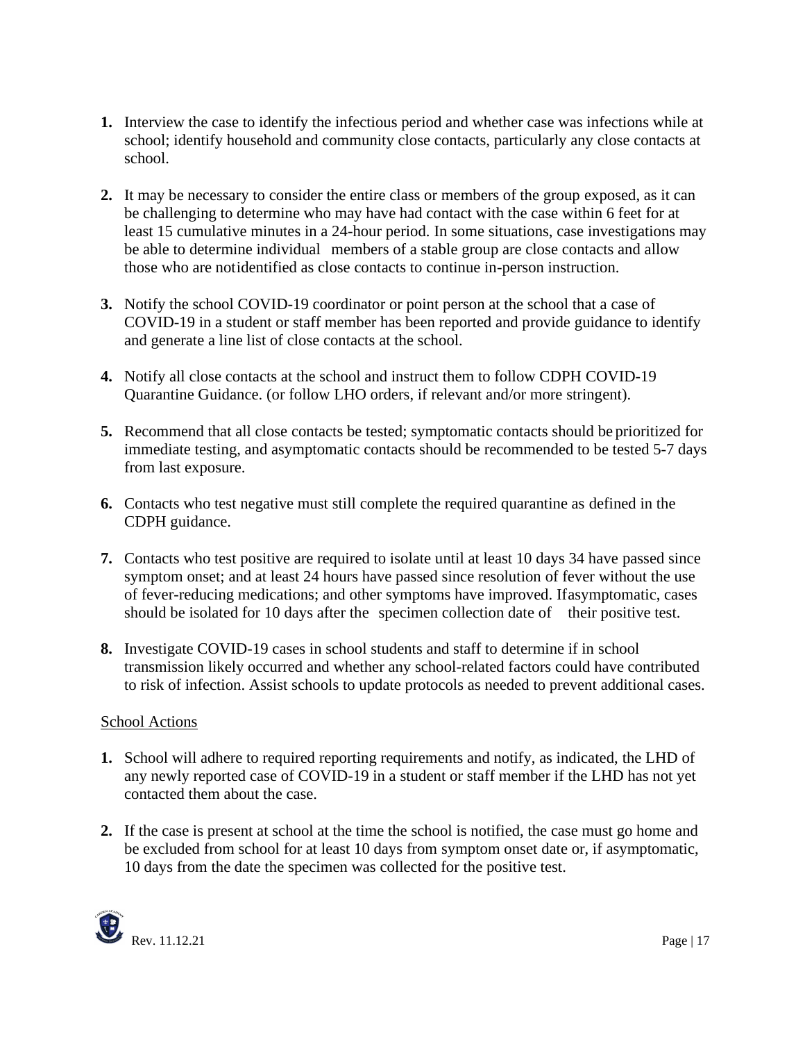1. Interview the case to identify the infectious period and whether case was infections while at school; identify household and community close contacts, particularly any close contacts at school.

2. It may be necessary to consider the entire class or members of the group exposed, as it can be challenging to determine who may have had contact with the case within 6 feet for at least 15 cumulative minutes in a 24-hour period. In some situations, case investigations may be able to determine individual members of a stable group are close contacts and allow those who are notidentified as close contacts to continue in-person instruction.

3. Notify the school COVID-19 coordinator or point person at the school that a case of COVID-19 in a student or staff member has been reported and provide guidance to identify and generate a line list of close contacts at the school.

4. Notify all close contacts at the school and instruct them to follow CDPH COVID-19 Quarantine Guidance. (or follow LHO orders, if relevant and/or more stringent).

5. Recommend that all close contacts be tested; symptomatic contacts should be prioritized for immediate testing, and asymptomatic contacts should be recommended to be tested 5-7 days from last exposure.

6. Contacts who test negative must still complete the required quarantine as defined in the CDPH guidance.

7. Contacts who test positive are required to isolate until at least 10 days 34 have passed since symptom onset; and at least 24 hours have passed since resolution of fever without the use of fever-reducing medications; and other symptoms have improved. Ifasymptomatic, cases should be isolated for 10 days after the specimen collection date of their positive test.

8. Investigate COVID-19 cases in school students and staff to determine if in school transmission likely occurred and whether any school-related factors could have contributed to risk of infection. Assist schools to update protocols as needed to prevent additional cases.

<u>School Actions</u>

1. School will adhere to required reporting requirements and notify, as indicated, the LHD of any newly reported case of COVID-19 in a student or staff member if the LHD has not yet contacted them about the case.

2. If the case is present at school at the time the school is notified, the case must go home and be excluded from school for at least 10 days from symptom onset date or, if asymptomatic, 10 days from the date the specimen was collected for the positive test.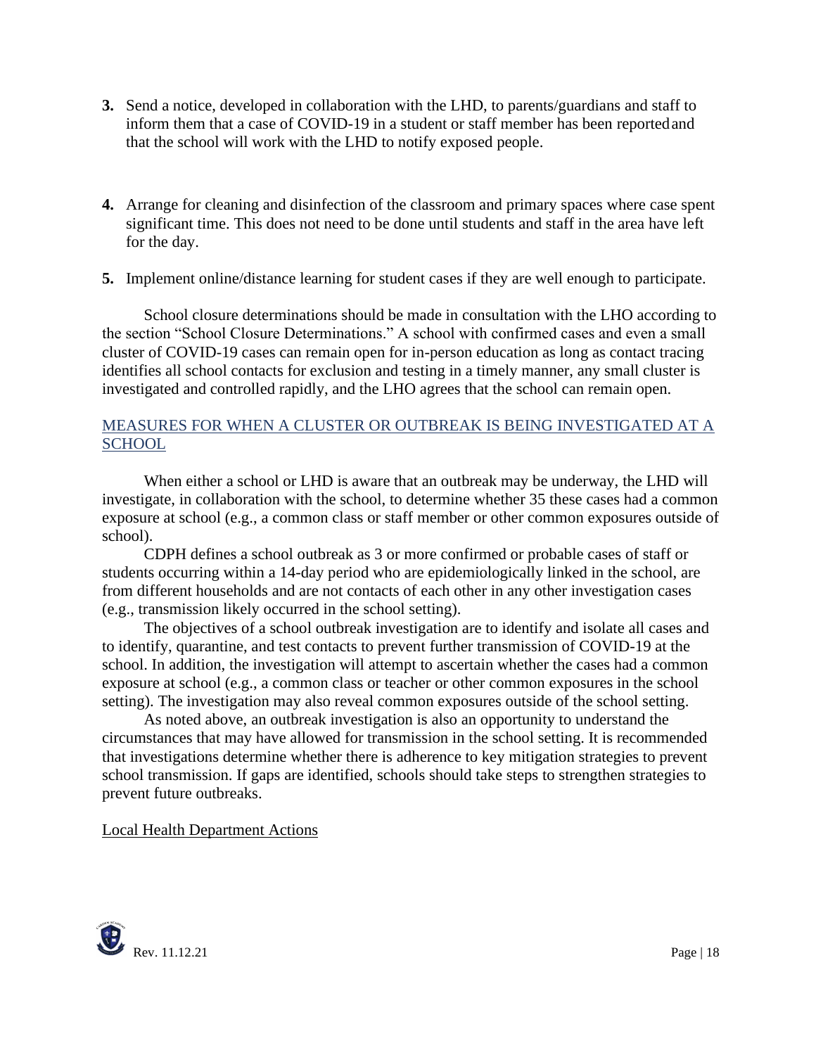3. Send a notice, developed in collaboration with the LHD, to parents/guardians and staff to inform them that a case of COVID-19 in a student or staff member has been reported and that the school will work with the LHD to notify exposed people.

4. Arrange for cleaning and disinfection of the classroom and primary spaces where case spent significant time. This does not need to be done until students and staff in the area have left for the day.

5. Implement online/distance learning for student cases if they are well enough to participate.

School closure determinations should be made in consultation with the LHO according to the section "School Closure Determinations." A school with confirmed cases and even a small cluster of COVID-19 cases can remain open for in-person education as long as contact tracing identifies all school contacts for exclusion and testing in a timely manner, any small cluster is investigated and controlled rapidly, and the LHO agrees that the school can remain open.

## MEASURES FOR WHEN A CLUSTER OR OUTBREAK IS BEING INVESTIGATED AT A SCHOOL

When either a school or LHD is aware that an outbreak may be underway, the LHD will investigate, in collaboration with the school, to determine whether 35 these cases had a common exposure at school (e.g., a common class or staff member or other common exposures outside of school).

CDPH defines a school outbreak as 3 or more confirmed or probable cases of staff or students occurring within a 14-day period who are epidemiologically linked in the school, are from different households and are not contacts of each other in any other investigation cases (e.g., transmission likely occurred in the school setting).

The objectives of a school outbreak investigation are to identify and isolate all cases and to identify, quarantine, and test contacts to prevent further transmission of COVID-19 at the school. In addition, the investigation will attempt to ascertain whether the cases had a common exposure at school (e.g., a common class or teacher or other common exposures in the school setting). The investigation may also reveal common exposures outside of the school setting.

As noted above, an outbreak investigation is also an opportunity to understand the circumstances that may have allowed for transmission in the school setting. It is recommended that investigations determine whether there is adherence to key mitigation strategies to prevent school transmission. If gaps are identified, schools should take steps to strengthen strategies to prevent future outbreaks.

### Local Health Department Actions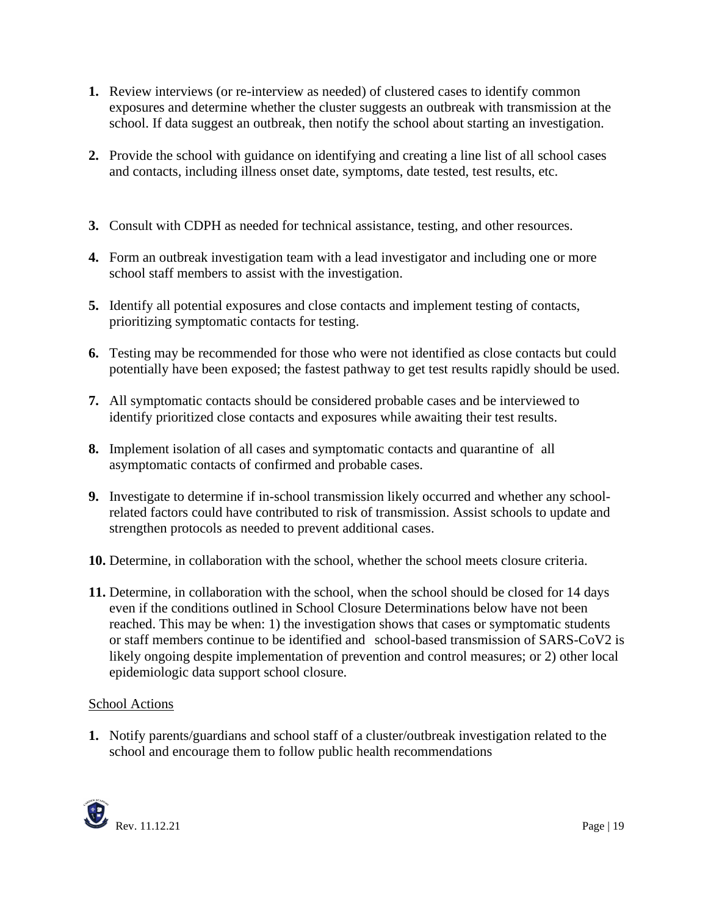1. Review interviews (or re-interview as needed) of clustered cases to identify common exposures and determine whether the cluster suggests an outbreak with transmission at the school. If data suggest an outbreak, then notify the school about starting an investigation.

2. Provide the school with guidance on identifying and creating a line list of all school cases and contacts, including illness onset date, symptoms, date tested, test results, etc.

3. Consult with CDPH as needed for technical assistance, testing, and other resources.

4. Form an outbreak investigation team with a lead investigator and including one or more school staff members to assist with the investigation.

5. Identify all potential exposures and close contacts and implement testing of contacts, prioritizing symptomatic contacts for testing.

6. Testing may be recommended for those who were not identified as close contacts but could potentially have been exposed; the fastest pathway to get test results rapidly should be used.

7. All symptomatic contacts should be considered probable cases and be interviewed to identify prioritized close contacts and exposures while awaiting their test results.

8. Implement isolation of all cases and symptomatic contacts and quarantine of all asymptomatic contacts of confirmed and probable cases.

9. Investigate to determine if in-school transmission likely occurred and whether any school-related factors could have contributed to risk of transmission. Assist schools to update and strengthen protocols as needed to prevent additional cases.

10. Determine, in collaboration with the school, whether the school meets closure criteria.

11. Determine, in collaboration with the school, when the school should be closed for 14 days even if the conditions outlined in School Closure Determinations below have not been reached. This may be when: 1) the investigation shows that cases or symptomatic students or staff members continue to be identified and school-based transmission of SARS-CoV2 is likely ongoing despite implementation of prevention and control measures; or 2) other local epidemiologic data support school closure.

School Actions

1. Notify parents/guardians and school staff of a cluster/outbreak investigation related to the school and encourage them to follow public health recommendations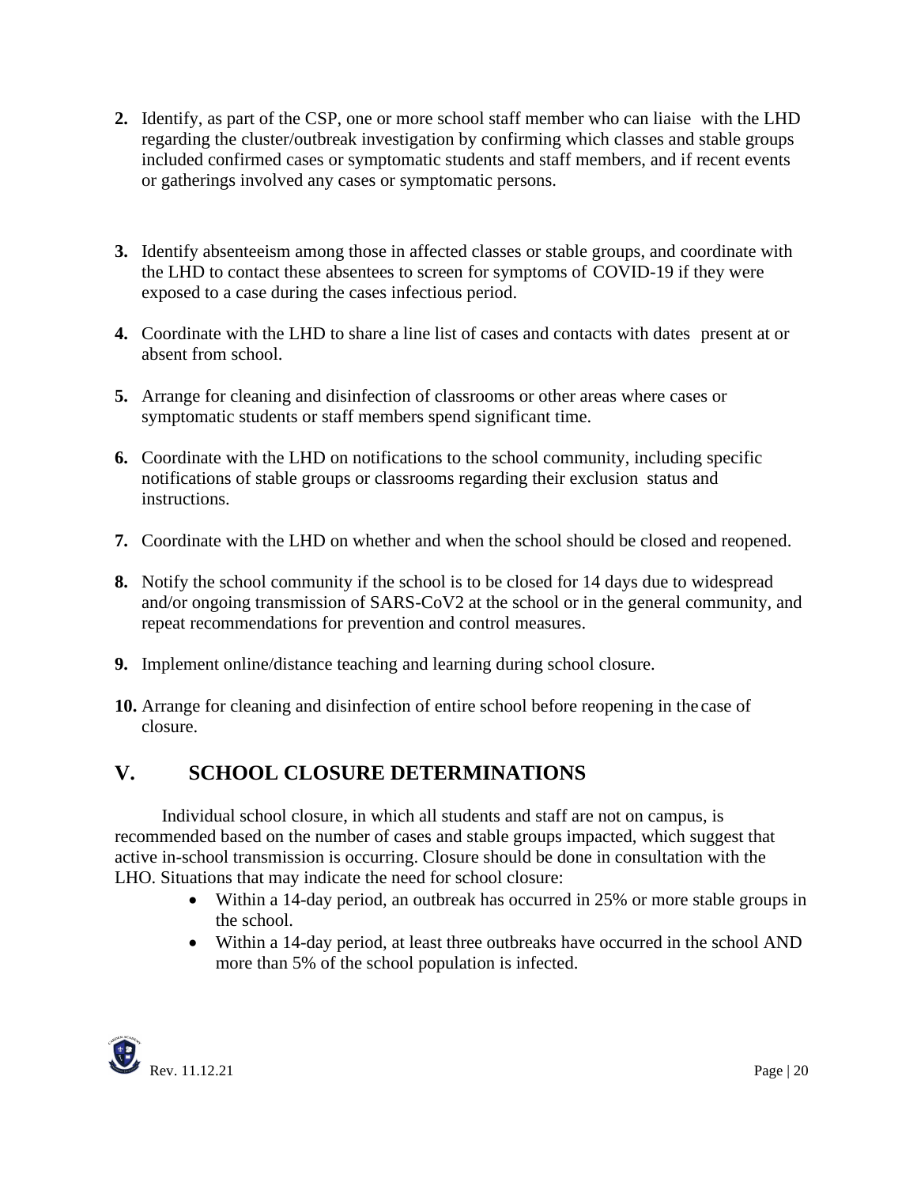2. Identify, as part of the CSP, one or more school staff member who can liaise with the LHD regarding the cluster/outbreak investigation by confirming which classes and stable groups included confirmed cases or symptomatic students and staff members, and if recent events or gatherings involved any cases or symptomatic persons.

3. Identify absenteeism among those in affected classes or stable groups, and coordinate with the LHD to contact these absentees to screen for symptoms of COVID-19 if they were exposed to a case during the cases infectious period.

4. Coordinate with the LHD to share a line list of cases and contacts with dates present at or absent from school.

5. Arrange for cleaning and disinfection of classrooms or other areas where cases or symptomatic students or staff members spend significant time.

6. Coordinate with the LHD on notifications to the school community, including specific notifications of stable groups or classrooms regarding their exclusion status and instructions.

7. Coordinate with the LHD on whether and when the school should be closed and reopened.

8. Notify the school community if the school is to be closed for 14 days due to widespread and/or ongoing transmission of SARS-CoV2 at the school or in the general community, and repeat recommendations for prevention and control measures.

9. Implement online/distance teaching and learning during school closure.

10. Arrange for cleaning and disinfection of entire school before reopening in the case of closure.

## V. SCHOOL CLOSURE DETERMINATIONS

Individual school closure, in which all students and staff are not on campus, is recommended based on the number of cases and stable groups impacted, which suggest that active in-school transmission is occurring. Closure should be done in consultation with the LHO. Situations that may indicate the need for school closure:

- Within a 14-day period, an outbreak has occurred in 25% or more stable groups in the school.
- Within a 14-day period, at least three outbreaks have occurred in the school AND more than 5% of the school population is infected.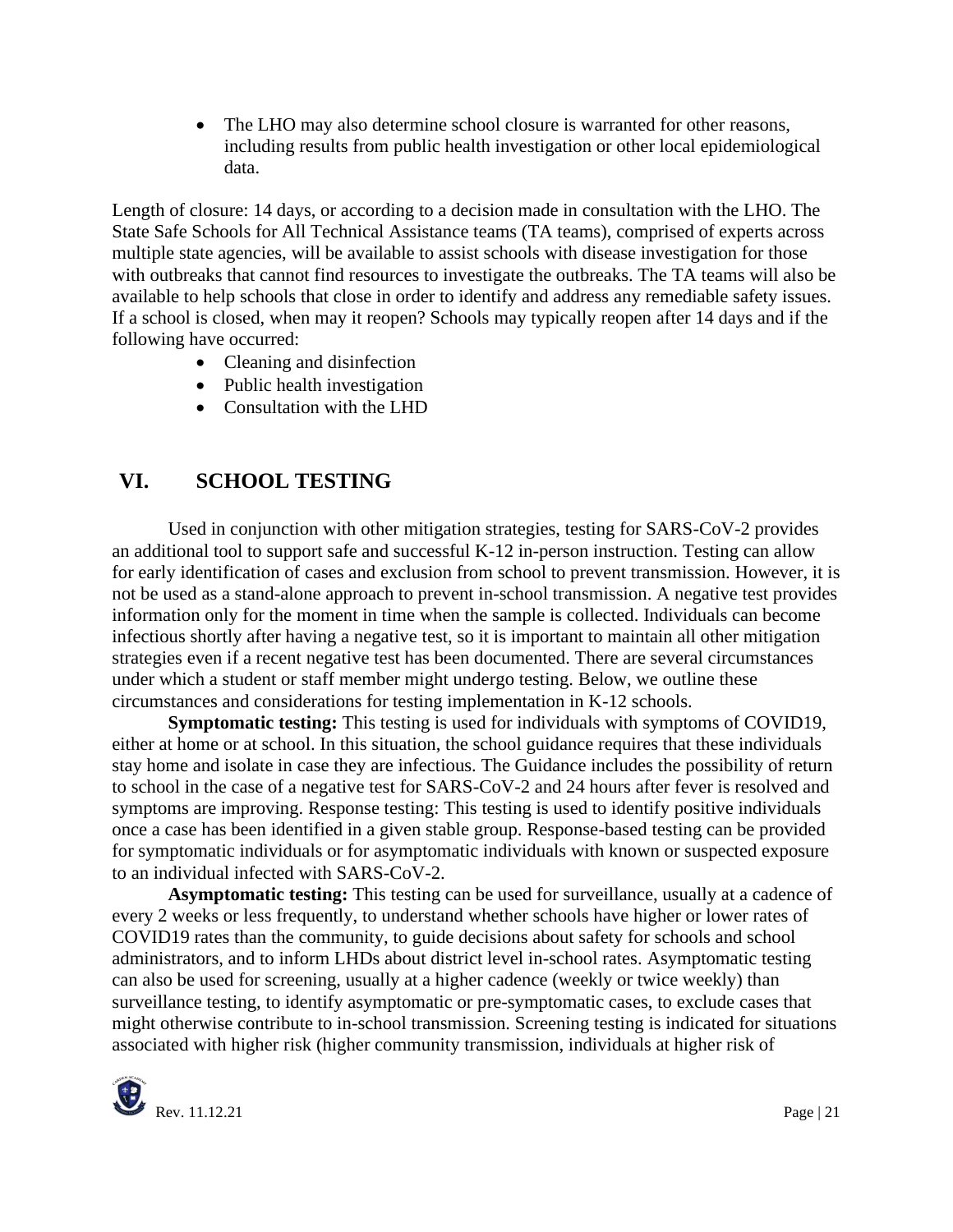- The LHO may also determine school closure is warranted for other reasons, including results from public health investigation or other local epidemiological data.

Length of closure: 14 days, or according to a decision made in consultation with the LHO. The State Safe Schools for All Technical Assistance teams (TA teams), comprised of experts across multiple state agencies, will be available to assist schools with disease investigation for those with outbreaks that cannot find resources to investigate the outbreaks. The TA teams will also be available to help schools that close in order to identify and address any remediable safety issues. If a school is closed, when may it reopen? Schools may typically reopen after 14 days and if the following have occurred:

- Cleaning and disinfection
- Public health investigation
- Consultation with the LHD

## VI. SCHOOL TESTING

Used in conjunction with other mitigation strategies, testing for SARS-CoV-2 provides an additional tool to support safe and successful K-12 in-person instruction. Testing can allow for early identification of cases and exclusion from school to prevent transmission. However, it is not be used as a stand-alone approach to prevent in-school transmission. A negative test provides information only for the moment in time when the sample is collected. Individuals can become infectious shortly after having a negative test, so it is important to maintain all other mitigation strategies even if a recent negative test has been documented. There are several circumstances under which a student or staff member might undergo testing. Below, we outline these circumstances and considerations for testing implementation in K-12 schools.

**Symptomatic testing:** This testing is used for individuals with symptoms of COVID19, either at home or at school. In this situation, the school guidance requires that these individuals stay home and isolate in case they are infectious. The Guidance includes the possibility of return to school in the case of a negative test for SARS-CoV-2 and 24 hours after fever is resolved and symptoms are improving. Response testing: This testing is used to identify positive individuals once a case has been identified in a given stable group. Response-based testing can be provided for symptomatic individuals or for asymptomatic individuals with known or suspected exposure to an individual infected with SARS-CoV-2.

**Asymptomatic testing:** This testing can be used for surveillance, usually at a cadence of every 2 weeks or less frequently, to understand whether schools have higher or lower rates of COVID19 rates than the community, to guide decisions about safety for schools and school administrators, and to inform LHDs about district level in-school rates. Asymptomatic testing can also be used for screening, usually at a higher cadence (weekly or twice weekly) than surveillance testing, to identify asymptomatic or pre-symptomatic cases, to exclude cases that might otherwise contribute to in-school transmission. Screening testing is indicated for situations associated with higher risk (higher community transmission, individuals at higher risk of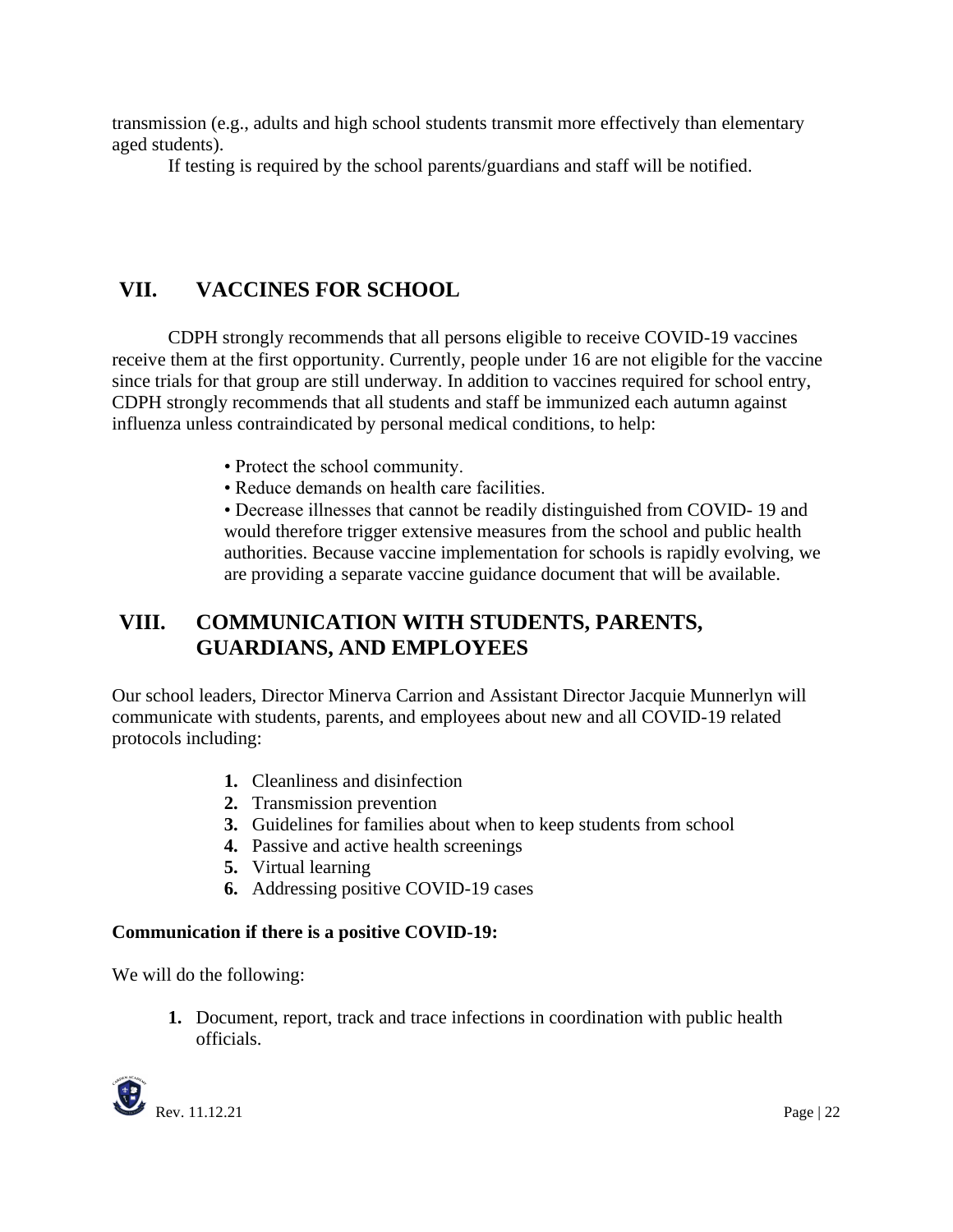transmission (e.g., adults and high school students transmit more effectively than elementary aged students).

If testing is required by the school parents/guardians and staff will be notified.

## VII. VACCINES FOR SCHOOL

CDPH strongly recommends that all persons eligible to receive COVID-19 vaccines receive them at the first opportunity. Currently, people under 16 are not eligible for the vaccine since trials for that group are still underway. In addition to vaccines required for school entry, CDPH strongly recommends that all students and staff be immunized each autumn against influenza unless contraindicated by personal medical conditions, to help:

- Protect the school community.
- Reduce demands on health care facilities.
- Decrease illnesses that cannot be readily distinguished from COVID- 19 and would therefore trigger extensive measures from the school and public health authorities. Because vaccine implementation for schools is rapidly evolving, we are providing a separate vaccine guidance document that will be available.

## VIII. COMMUNICATION WITH STUDENTS, PARENTS, GUARDIANS, AND EMPLOYEES

Our school leaders, Director Minerva Carrion and Assistant Director Jacquie Munnerlyn will communicate with students, parents, and employees about new and all COVID-19 related protocols including:

1. Cleanliness and disinfection
2. Transmission prevention
3. Guidelines for families about when to keep students from school
4. Passive and active health screenings
5. Virtual learning
6. Addressing positive COVID-19 cases

**Communication if there is a positive COVID-19:**

We will do the following:

1. Document, report, track and trace infections in coordination with public health officials.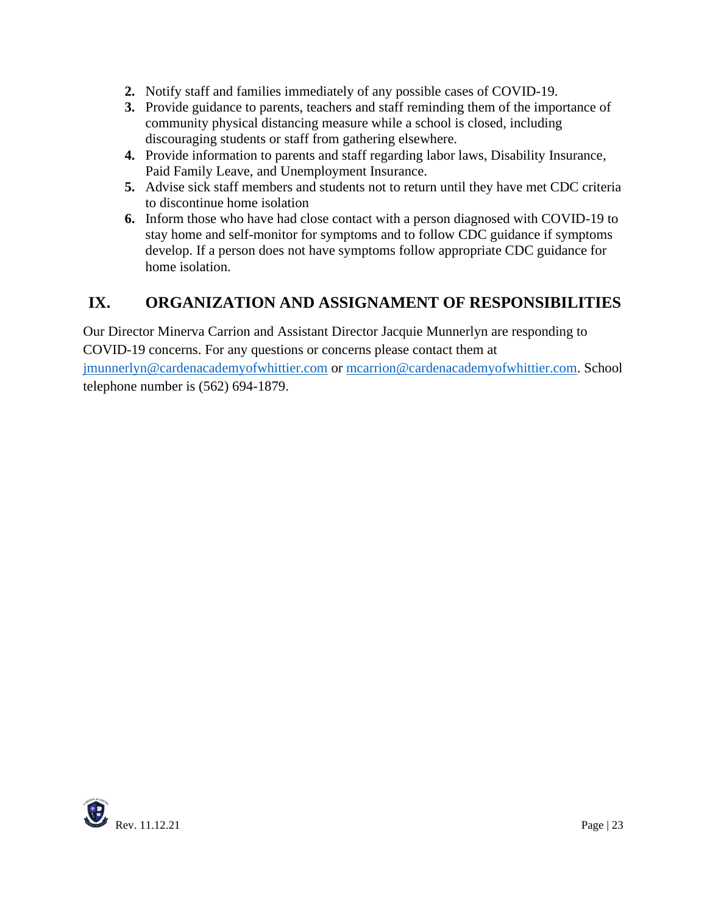2. Notify staff and families immediately of any possible cases of COVID-19.
3. Provide guidance to parents, teachers and staff reminding them of the importance of community physical distancing measure while a school is closed, including discouraging students or staff from gathering elsewhere.
4. Provide information to parents and staff regarding labor laws, Disability Insurance, Paid Family Leave, and Unemployment Insurance.
5. Advise sick staff members and students not to return until they have met CDC criteria to discontinue home isolation
6. Inform those who have had close contact with a person diagnosed with COVID-19 to stay home and self-monitor for symptoms and to follow CDC guidance if symptoms develop. If a person does not have symptoms follow appropriate CDC guidance for home isolation.

## IX. ORGANIZATION AND ASSIGNAMENT OF RESPONSIBILITIES

Our Director Minerva Carrion and Assistant Director Jacquie Munnerlyn are responding to COVID-19 concerns. For any questions or concerns please contact them at jmunnerlyn@cardenacademyofwhittier.com or mcarrion@cardenacademyofwhittier.com. School telephone number is (562) 694-1879.